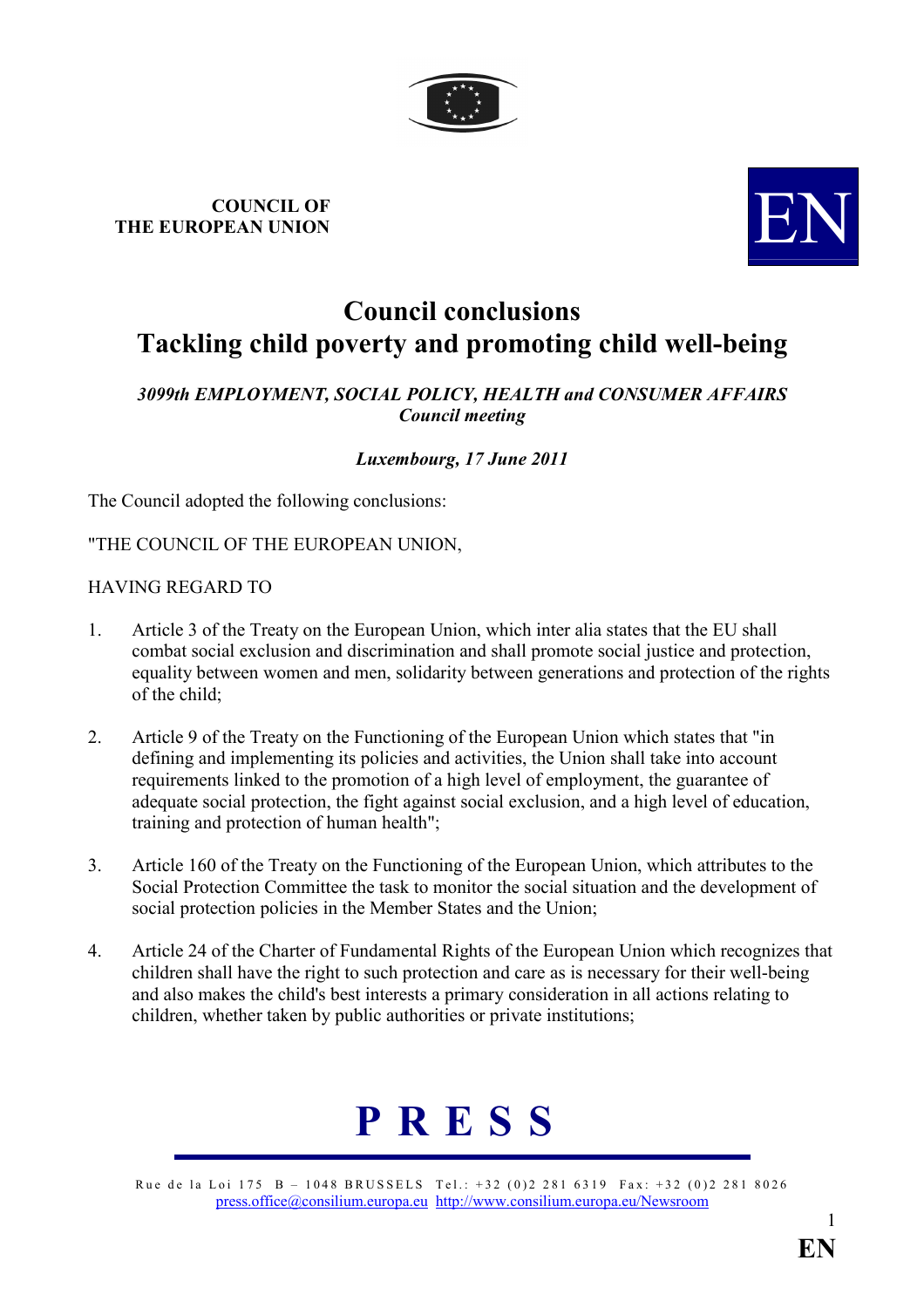**COUNCIL OF THE EUROPEAN UNION**

EN

# Council conclusions
# Tackling child poverty and promoting child well-being

***3099th EMPLOYMENT, SOCIAL POLICY, HEALTH and CONSUMER AFFAIRS Council meeting***

***Luxembourg, 17 June 2011***

The Council adopted the following conclusions:

"THE COUNCIL OF THE EUROPEAN UNION,

HAVING REGARD TO

1. Article 3 of the Treaty on the European Union, which inter alia states that the EU shall combat social exclusion and discrimination and shall promote social justice and protection, equality between women and men, solidarity between generations and protection of the rights of the child;

2. Article 9 of the Treaty on the Functioning of the European Union which states that "in defining and implementing its policies and activities, the Union shall take into account requirements linked to the promotion of a high level of employment, the guarantee of adequate social protection, the fight against social exclusion, and a high level of education, training and protection of human health";

3. Article 160 of the Treaty on the Functioning of the European Union, which attributes to the Social Protection Committee the task to monitor the social situation and the development of social protection policies in the Member States and the Union;

4. Article 24 of the Charter of Fundamental Rights of the European Union which recognizes that children shall have the right to such protection and care as is necessary for their well-being and also makes the child's best interests a primary consideration in all actions relating to children, whether taken by public authorities or private institutions;

**P R E S S**

Rue de la Loi 175 B – 1048 BRUSSELS Tel.: +32 (0)2 281 6319 Fax: +32 (0)2 281 8026
press.office@consilium.europa.eu http://www.consilium.europa.eu/Newsroom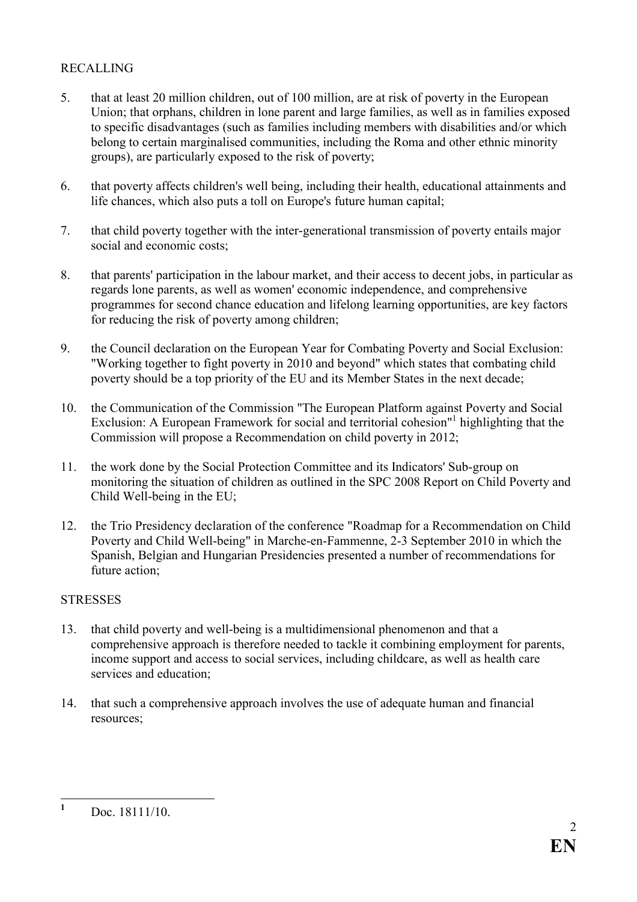RECALLING

5. that at least 20 million children, out of 100 million, are at risk of poverty in the European Union; that orphans, children in lone parent and large families, as well as in families exposed to specific disadvantages (such as families including members with disabilities and/or which belong to certain marginalised communities, including the Roma and other ethnic minority groups), are particularly exposed to the risk of poverty;

6. that poverty affects children's well being, including their health, educational attainments and life chances, which also puts a toll on Europe's future human capital;

7. that child poverty together with the inter-generational transmission of poverty entails major social and economic costs;

8. that parents' participation in the labour market, and their access to decent jobs, in particular as regards lone parents, as well as women' economic independence, and comprehensive programmes for second chance education and lifelong learning opportunities, are key factors for reducing the risk of poverty among children;

9. the Council declaration on the European Year for Combating Poverty and Social Exclusion: "Working together to fight poverty in 2010 and beyond" which states that combating child poverty should be a top priority of the EU and its Member States in the next decade;

10. the Communication of the Commission "The European Platform against Poverty and Social Exclusion: A European Framework for social and territorial cohesion"[1] highlighting that the Commission will propose a Recommendation on child poverty in 2012;

11. the work done by the Social Protection Committee and its Indicators' Sub-group on monitoring the situation of children as outlined in the SPC 2008 Report on Child Poverty and Child Well-being in the EU;

12. the Trio Presidency declaration of the conference "Roadmap for a Recommendation on Child Poverty and Child Well-being" in Marche-en-Fammenne, 2-3 September 2010 in which the Spanish, Belgian and Hungarian Presidencies presented a number of recommendations for future action;

STRESSES

13. that child poverty and well-being is a multidimensional phenomenon and that a comprehensive approach is therefore needed to tackle it combining employment for parents, income support and access to social services, including childcare, as well as health care services and education;

14. that such a comprehensive approach involves the use of adequate human and financial resources;

---

[1] Doc. 18111/10.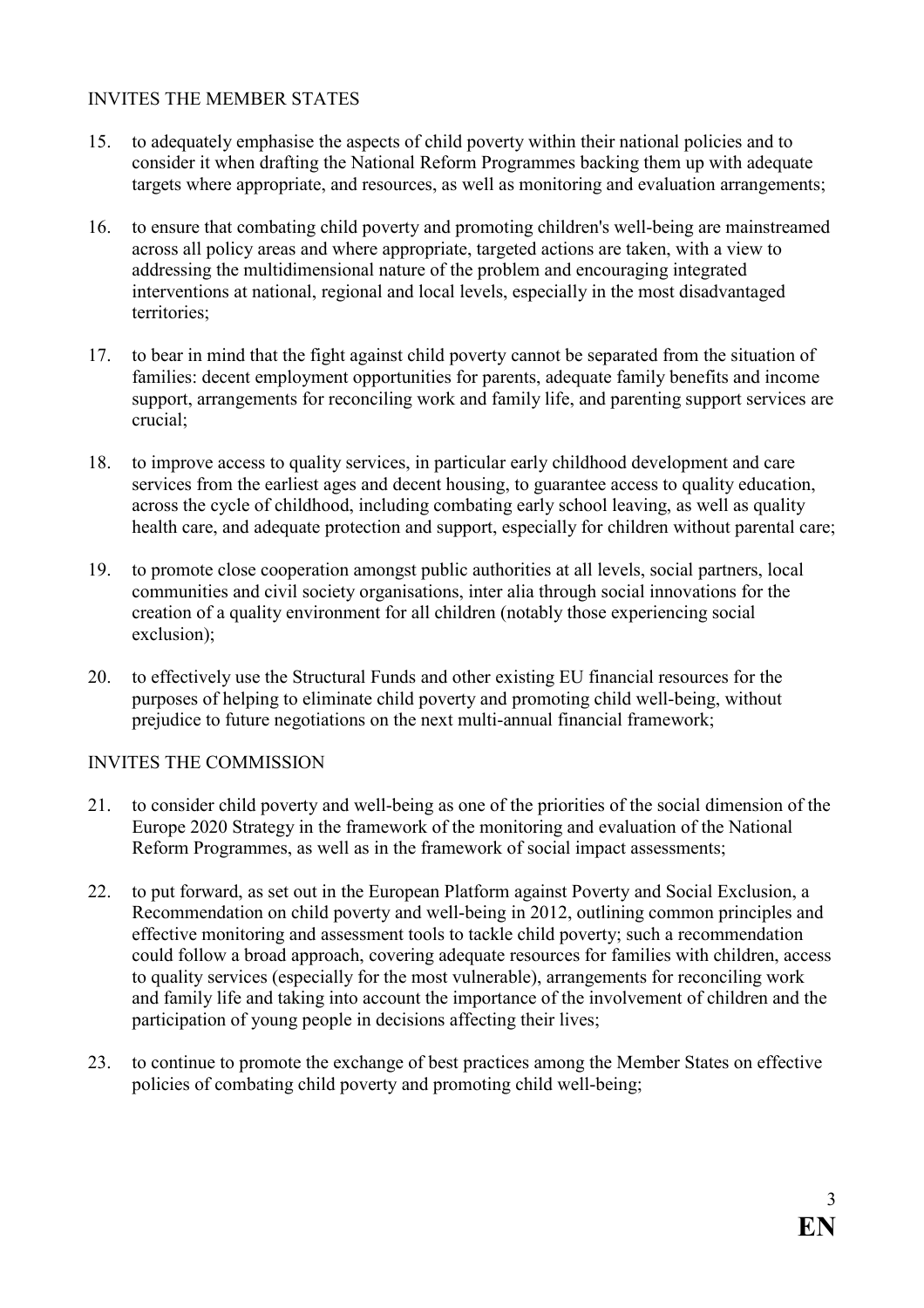INVITES THE MEMBER STATES

15. to adequately emphasise the aspects of child poverty within their national policies and to consider it when drafting the National Reform Programmes backing them up with adequate targets where appropriate, and resources, as well as monitoring and evaluation arrangements;

16. to ensure that combating child poverty and promoting children's well-being are mainstreamed across all policy areas and where appropriate, targeted actions are taken, with a view to addressing the multidimensional nature of the problem and encouraging integrated interventions at national, regional and local levels, especially in the most disadvantaged territories;

17. to bear in mind that the fight against child poverty cannot be separated from the situation of families: decent employment opportunities for parents, adequate family benefits and income support, arrangements for reconciling work and family life, and parenting support services are crucial;

18. to improve access to quality services, in particular early childhood development and care services from the earliest ages and decent housing, to guarantee access to quality education, across the cycle of childhood, including combating early school leaving, as well as quality health care, and adequate protection and support, especially for children without parental care;

19. to promote close cooperation amongst public authorities at all levels, social partners, local communities and civil society organisations, inter alia through social innovations for the creation of a quality environment for all children (notably those experiencing social exclusion);

20. to effectively use the Structural Funds and other existing EU financial resources for the purposes of helping to eliminate child poverty and promoting child well-being, without prejudice to future negotiations on the next multi-annual financial framework;

INVITES THE COMMISSION

21. to consider child poverty and well-being as one of the priorities of the social dimension of the Europe 2020 Strategy in the framework of the monitoring and evaluation of the National Reform Programmes, as well as in the framework of social impact assessments;

22. to put forward, as set out in the European Platform against Poverty and Social Exclusion, a Recommendation on child poverty and well-being in 2012, outlining common principles and effective monitoring and assessment tools to tackle child poverty; such a recommendation could follow a broad approach, covering adequate resources for families with children, access to quality services (especially for the most vulnerable), arrangements for reconciling work and family life and taking into account the importance of the involvement of children and the participation of young people in decisions affecting their lives;

23. to continue to promote the exchange of best practices among the Member States on effective policies of combating child poverty and promoting child well-being;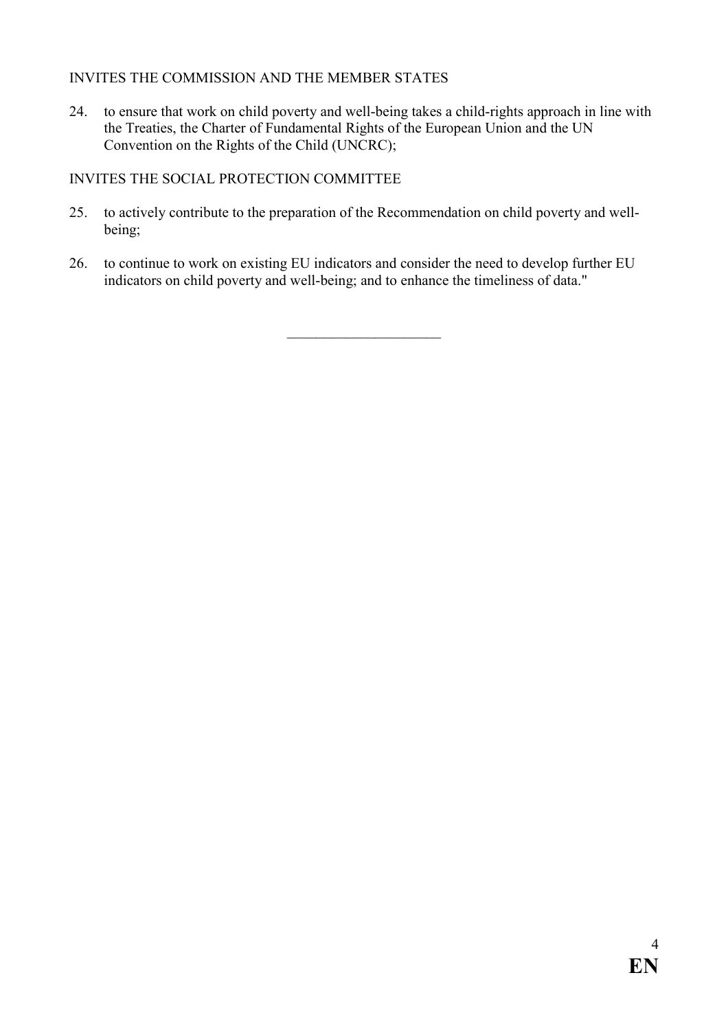INVITES THE COMMISSION AND THE MEMBER STATES

24. to ensure that work on child poverty and well-being takes a child-rights approach in line with the Treaties, the Charter of Fundamental Rights of the European Union and the UN Convention on the Rights of the Child (UNCRC);

INVITES THE SOCIAL PROTECTION COMMITTEE

25. to actively contribute to the preparation of the Recommendation on child poverty and well-being;

26. to continue to work on existing EU indicators and consider the need to develop further EU indicators on child poverty and well-being; and to enhance the timeliness of data."

---